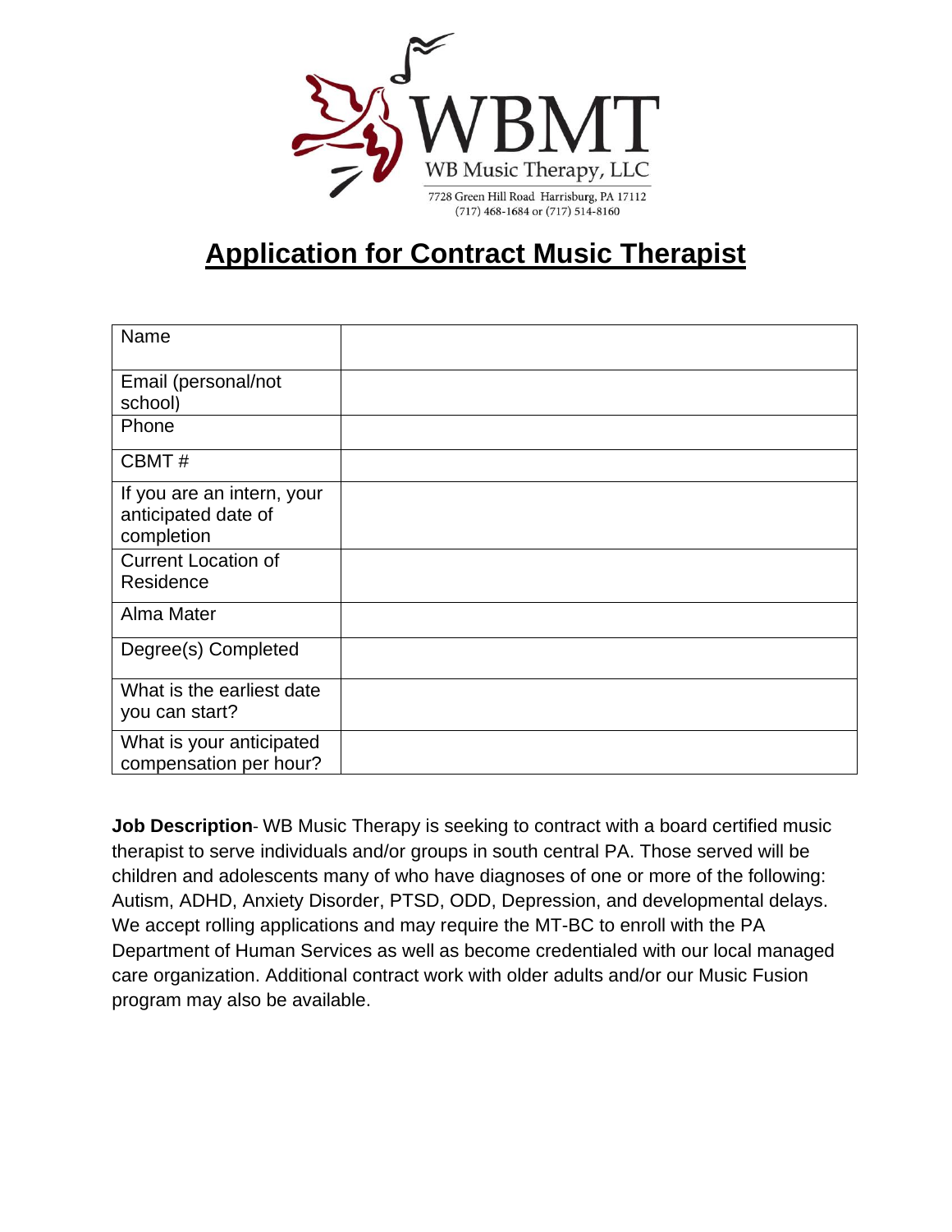WBMT

WB Music Therapy, LLC

7728 Green Hill Road Harrisburg, PA 17112
(717) 468-1684 or (717) 514-8160

# Application for Contract Music Therapist

| | |
|---|---|
| Name | |
| Email (personal/not school) | |
| Phone | |
| CBMT # | |
| If you are an intern, your anticipated date of completion | |
| Current Location of Residence | |
| Alma Mater | |
| Degree(s) Completed | |
| What is the earliest date you can start? | |
| What is your anticipated compensation per hour? | |

**Job Description**- WB Music Therapy is seeking to contract with a board certified music therapist to serve individuals and/or groups in south central PA. Those served will be children and adolescents many of who have diagnoses of one or more of the following: Autism, ADHD, Anxiety Disorder, PTSD, ODD, Depression, and developmental delays. We accept rolling applications and may require the MT-BC to enroll with the PA Department of Human Services as well as become credentialed with our local managed care organization. Additional contract work with older adults and/or our Music Fusion program may also be available.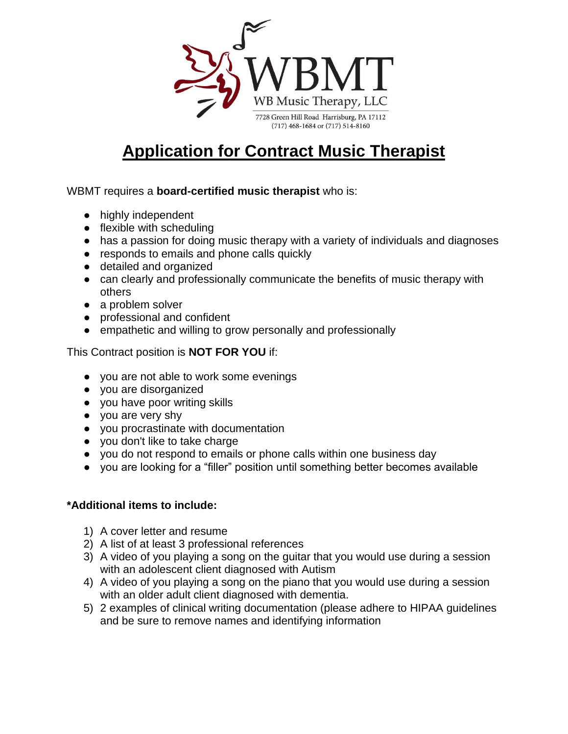WBMT

WB Music Therapy, LLC

7728 Green Hill Road Harrisburg, PA 17112
(717) 468-1684 or (717) 514-8160

# Application for Contract Music Therapist

WBMT requires a **board-certified music therapist** who is:

- highly independent
- flexible with scheduling
- has a passion for doing music therapy with a variety of individuals and diagnoses
- responds to emails and phone calls quickly
- detailed and organized
- can clearly and professionally communicate the benefits of music therapy with others
- a problem solver
- professional and confident
- empathetic and willing to grow personally and professionally

This Contract position is **NOT FOR YOU** if:

- you are not able to work some evenings
- you are disorganized
- you have poor writing skills
- you are very shy
- you procrastinate with documentation
- you don't like to take charge
- you do not respond to emails or phone calls within one business day
- you are looking for a "filler" position until something better becomes available

**\*Additional items to include:**

1) A cover letter and resume
2) A list of at least 3 professional references
3) A video of you playing a song on the guitar that you would use during a session with an adolescent client diagnosed with Autism
4) A video of you playing a song on the piano that you would use during a session with an older adult client diagnosed with dementia.
5) 2 examples of clinical writing documentation (please adhere to HIPAA guidelines and be sure to remove names and identifying information